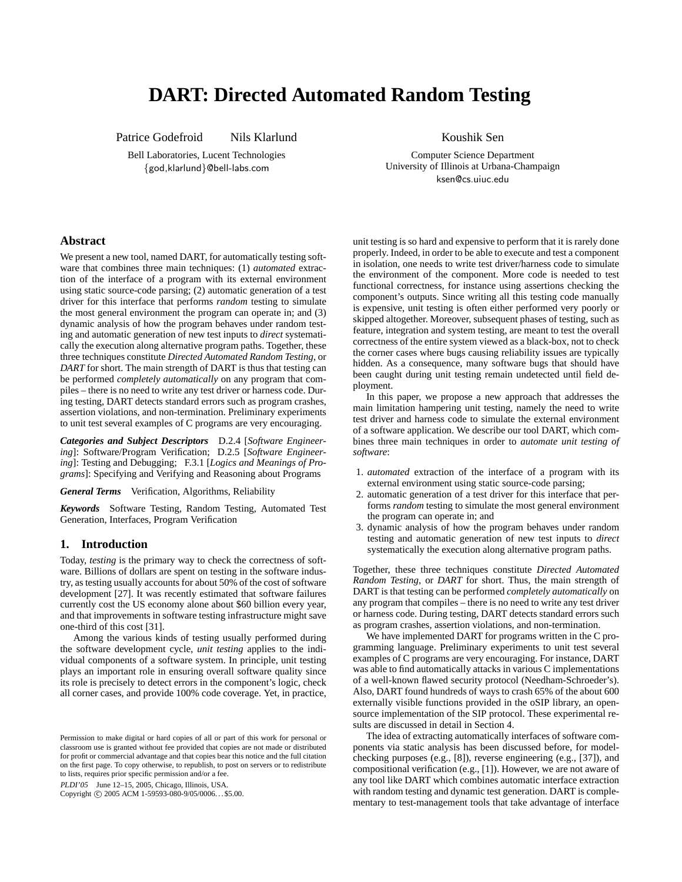# DART: Directed Automated Random Testing

Patrice Godefroid  Nils Klarlund

Bell Laboratories, Lucent Technologies
{god,klarlund}@bell-labs.com

Koushik Sen

Computer Science Department
University of Illinois at Urbana-Champaign
ksen@cs.uiuc.edu

## Abstract

We present a new tool, named DART, for automatically testing software that combines three main techniques: (1) *automated* extraction of the interface of a program with its external environment using static source-code parsing; (2) automatic generation of a test driver for this interface that performs *random* testing to simulate the most general environment the program can operate in; and (3) dynamic analysis of how the program behaves under random testing and automatic generation of new test inputs to *direct* systematically the execution along alternative program paths. Together, these three techniques constitute *Directed Automated Random Testing*, or *DART* for short. The main strength of DART is thus that testing can be performed *completely automatically* on any program that compiles – there is no need to write any test driver or harness code. During testing, DART detects standard errors such as program crashes, assertion violations, and non-termination. Preliminary experiments to unit test several examples of C programs are very encouraging.

***Categories and Subject Descriptors*** D.2.4 [*Software Engineering*]: Software/Program Verification; D.2.5 [*Software Engineering*]: Testing and Debugging; F.3.1 [*Logics and Meanings of Programs*]: Specifying and Verifying and Reasoning about Programs

***General Terms*** Verification, Algorithms, Reliability

***Keywords*** Software Testing, Random Testing, Automated Test Generation, Interfaces, Program Verification

## 1. Introduction

Today, *testing* is the primary way to check the correctness of software. Billions of dollars are spent on testing in the software industry, as testing usually accounts for about 50% of the cost of software development [27]. It was recently estimated that software failures currently cost the US economy alone about $60 billion every year, and that improvements in software testing infrastructure might save one-third of this cost [31].

Among the various kinds of testing usually performed during the software development cycle, *unit testing* applies to the individual components of a software system. In principle, unit testing plays an important role in ensuring overall software quality since its role is precisely to detect errors in the component's logic, check all corner cases, and provide 100% code coverage. Yet, in practice, unit testing is so hard and expensive to perform that it is rarely done properly. Indeed, in order to be able to execute and test a component in isolation, one needs to write test driver/harness code to simulate the environment of the component. More code is needed to test functional correctness, for instance using assertions checking the component's outputs. Since writing all this testing code manually is expensive, unit testing is often either performed very poorly or skipped altogether. Moreover, subsequent phases of testing, such as feature, integration and system testing, are meant to test the overall correctness of the entire system viewed as a black-box, not to check the corner cases where bugs causing reliability issues are typically hidden. As a consequence, many software bugs that should have been caught during unit testing remain undetected until field deployment.

In this paper, we propose a new approach that addresses the main limitation hampering unit testing, namely the need to write test driver and harness code to simulate the external environment of a software application. We describe our tool DART, which combines three main techniques in order to *automate unit testing of software*:

1. *automated* extraction of the interface of a program with its external environment using static source-code parsing;
2. automatic generation of a test driver for this interface that performs *random* testing to simulate the most general environment the program can operate in; and
3. dynamic analysis of how the program behaves under random testing and automatic generation of new test inputs to *direct* systematically the execution along alternative program paths.

Together, these three techniques constitute *Directed Automated Random Testing*, or *DART* for short. Thus, the main strength of DART is that testing can be performed *completely automatically* on any program that compiles – there is no need to write any test driver or harness code. During testing, DART detects standard errors such as program crashes, assertion violations, and non-termination.

We have implemented DART for programs written in the C programming language. Preliminary experiments to unit test several examples of C programs are very encouraging. For instance, DART was able to find automatically attacks in various C implementations of a well-known flawed security protocol (Needham-Schroeder's). Also, DART found hundreds of ways to crash 65% of the about 600 externally visible functions provided in the oSIP library, an open-source implementation of the SIP protocol. These experimental results are discussed in detail in Section 4.

The idea of extracting automatically interfaces of software components via static analysis has been discussed before, for model-checking purposes (e.g., [8]), reverse engineering (e.g., [37]), and compositional verification (e.g., [1]). However, we are not aware of any tool like DART which combines automatic interface extraction with random testing and dynamic test generation. DART is complementary to test-management tools that take advantage of interface

Permission to make digital or hard copies of all or part of this work for personal or classroom use is granted without fee provided that copies are not made or distributed for profit or commercial advantage and that copies bear this notice and the full citation on the first page. To copy otherwise, to republish, to post on servers or to redistribute to lists, requires prior specific permission and/or a fee.

*PLDI'05* June 12–15, 2005, Chicago, Illinois, USA.
Copyright © 2005 ACM 1-59593-080-9/05/0006...$5.00.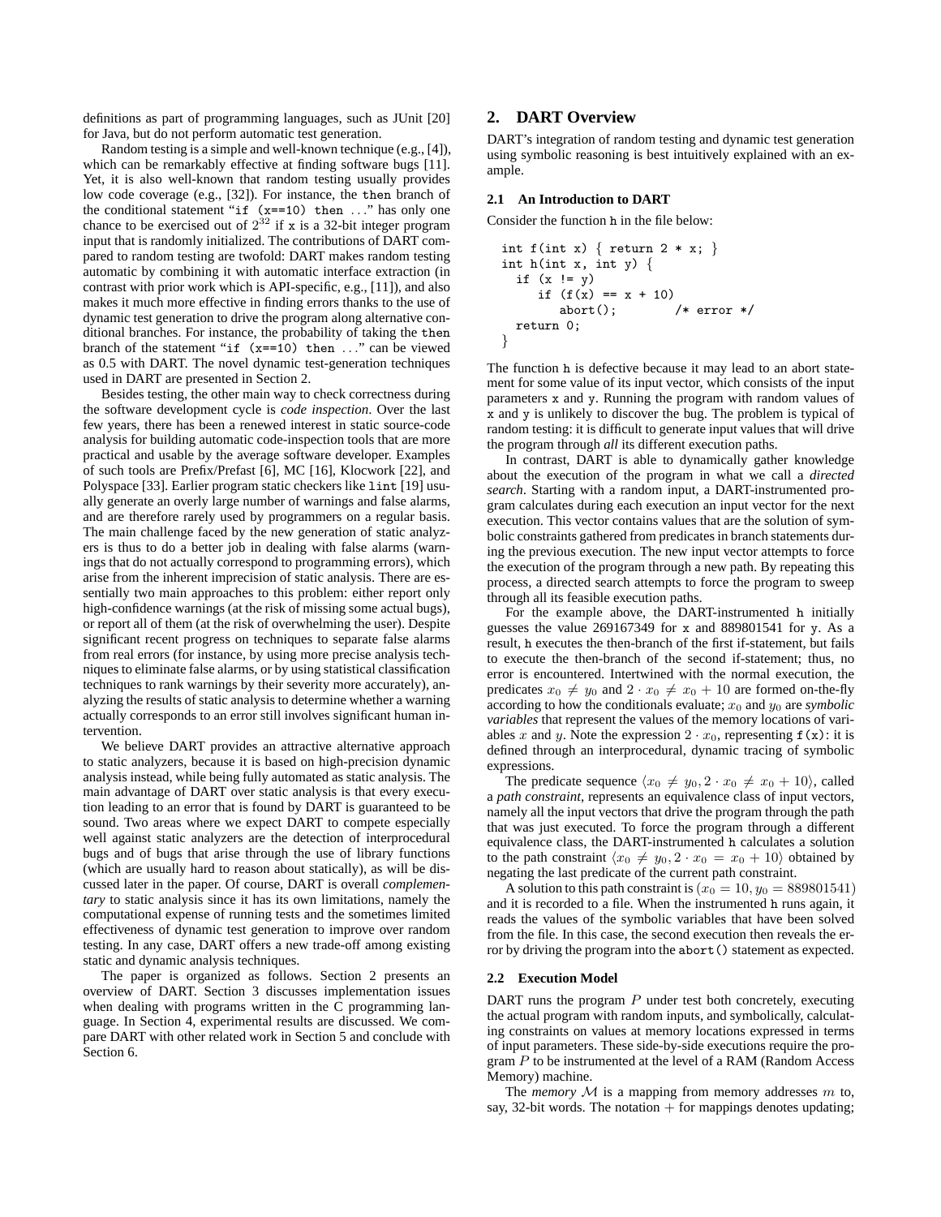definitions as part of programming languages, such as JUnit [20] for Java, but do not perform automatic test generation.

Random testing is a simple and well-known technique (e.g., [4]), which can be remarkably effective at finding software bugs [11]. Yet, it is also well-known that random testing usually provides low code coverage (e.g., [32]). For instance, the `then` branch of the conditional statement "`if (x==10) then ...`" has only one chance to be exercised out of $2^{32}$ if `x` is a 32-bit integer program input that is randomly initialized. The contributions of DART compared to random testing are twofold: DART makes random testing automatic by combining it with automatic interface extraction (in contrast with prior work which is API-specific, e.g., [11]), and also makes it much more effective in finding errors thanks to the use of dynamic test generation to drive the program along alternative conditional branches. For instance, the probability of taking the `then` branch of the statement "`if (x==10) then ...`" can be viewed as 0.5 with DART. The novel dynamic test-generation techniques used in DART are presented in Section 2.

Besides testing, the other main way to check correctness during the software development cycle is *code inspection*. Over the last few years, there has been a renewed interest in static source-code analysis for building automatic code-inspection tools that are more practical and usable by the average software developer. Examples of such tools are Prefix/Prefast [6], MC [16], Klocwork [22], and Polyspace [33]. Earlier program static checkers like `lint` [19] usually generate an overly large number of warnings and false alarms, and are therefore rarely used by programmers on a regular basis. The main challenge faced by the new generation of static analyzers is thus to do a better job in dealing with false alarms (warnings that do not actually correspond to programming errors), which arise from the inherent imprecision of static analysis. There are essentially two main approaches to this problem: either report only high-confidence warnings (at the risk of missing some actual bugs), or report all of them (at the risk of overwhelming the user). Despite significant recent progress on techniques to separate false alarms from real errors (for instance, by using more precise analysis techniques to eliminate false alarms, or by using statistical classification techniques to rank warnings by their severity more accurately), analyzing the results of static analysis to determine whether a warning actually corresponds to an error still involves significant human intervention.

We believe DART provides an attractive alternative approach to static analyzers, because it is based on high-precision dynamic analysis instead, while being fully automated as static analysis. The main advantage of DART over static analysis is that every execution leading to an error that is found by DART is guaranteed to be sound. Two areas where we expect DART to compete especially well against static analyzers are the detection of interprocedural bugs and of bugs that arise through the use of library functions (which are usually hard to reason about statically), as will be discussed later in the paper. Of course, DART is overall *complementary* to static analysis since it has its own limitations, namely the computational expense of running tests and the sometimes limited effectiveness of dynamic test generation to improve over random testing. In any case, DART offers a new trade-off among existing static and dynamic analysis techniques.

The paper is organized as follows. Section 2 presents an overview of DART. Section 3 discusses implementation issues when dealing with programs written in the C programming language. In Section 4, experimental results are discussed. We compare DART with other related work in Section 5 and conclude with Section 6.

## 2. DART Overview

DART's integration of random testing and dynamic test generation using symbolic reasoning is best intuitively explained with an example.

### 2.1 An Introduction to DART

Consider the function `h` in the file below:

```
int f(int x) { return 2 * x; }
int h(int x, int y) {
  if (x != y)
     if (f(x) == x + 10)
        abort();        /* error */
  return 0;
}
```

The function `h` is defective because it may lead to an abort statement for some value of its input vector, which consists of the input parameters `x` and `y`. Running the program with random values of `x` and `y` is unlikely to discover the bug. The problem is typical of random testing: it is difficult to generate input values that will drive the program through *all* its different execution paths.

In contrast, DART is able to dynamically gather knowledge about the execution of the program in what we call a *directed search*. Starting with a random input, a DART-instrumented program calculates during each execution an input vector for the next execution. This vector contains values that are the solution of symbolic constraints gathered from predicates in branch statements during the previous execution. The new input vector attempts to force the execution of the program through a new path. By repeating this process, a directed search attempts to force the program to sweep through all its feasible execution paths.

For the example above, the DART-instrumented `h` initially guesses the value 269167349 for `x` and 889801541 for `y`. As a result, `h` executes the then-branch of the first if-statement, but fails to execute the then-branch of the second if-statement; thus, no error is encountered. Intertwined with the normal execution, the predicates $x_0 \neq y_0$ and $2 \cdot x_0 \neq x_0 + 10$ are formed on-the-fly according to how the conditionals evaluate; $x_0$ and $y_0$ are *symbolic variables* that represent the values of the memory locations of variables $x$ and $y$. Note the expression $2 \cdot x_0$, representing `f(x)`: it is defined through an interprocedural, dynamic tracing of symbolic expressions.

The predicate sequence $\langle x_0 \neq y_0, 2 \cdot x_0 \neq x_0 + 10 \rangle$, called a *path constraint*, represents an equivalence class of input vectors, namely all the input vectors that drive the program through the path that was just executed. To force the program through a different equivalence class, the DART-instrumented `h` calculates a solution to the path constraint $\langle x_0 \neq y_0, 2 \cdot x_0 = x_0 + 10 \rangle$ obtained by negating the last predicate of the current path constraint.

A solution to this path constraint is $(x_0 = 10, y_0 = 889801541)$ and it is recorded to a file. When the instrumented `h` runs again, it reads the values of the symbolic variables that have been solved from the file. In this case, the second execution then reveals the error by driving the program into the `abort()` statement as expected.

### 2.2 Execution Model

DART runs the program $P$ under test both concretely, executing the actual program with random inputs, and symbolically, calculating constraints on values at memory locations expressed in terms of input parameters. These side-by-side executions require the program $P$ to be instrumented at the level of a RAM (Random Access Memory) machine.

The *memory* $\mathcal{M}$ is a mapping from memory addresses $m$ to, say, 32-bit words. The notation $+$ for mappings denotes updating;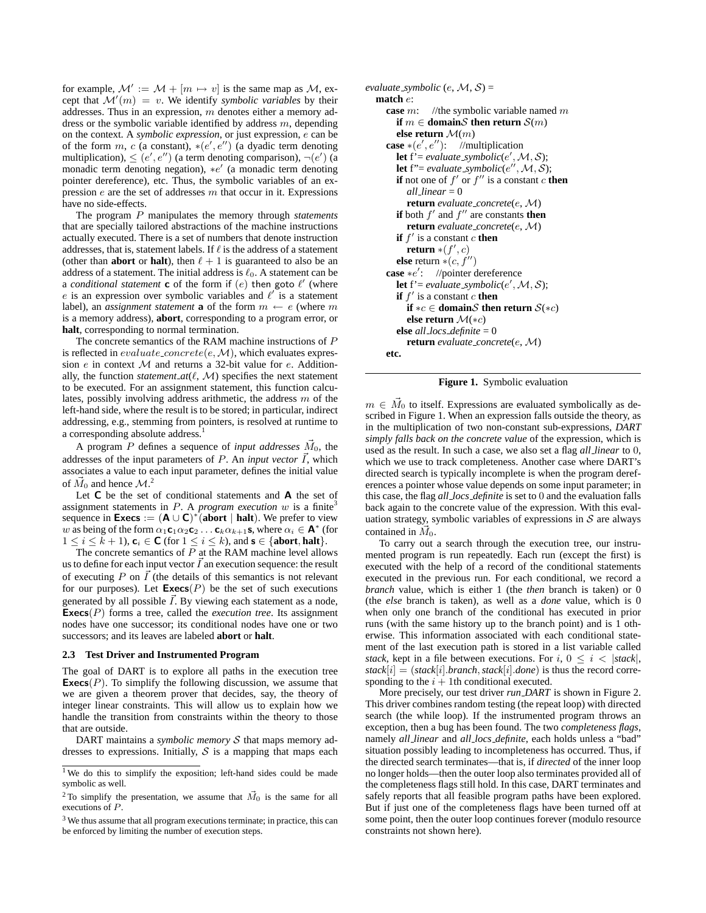for example, $\mathcal{M}' := \mathcal{M} + [m \mapsto v]$ is the same map as $\mathcal{M}$, except that $\mathcal{M}'(m) = v$. We identify *symbolic variables* by their addresses. Thus in an expression, $m$ denotes either a memory address or the symbolic variable identified by address $m$, depending on the context. A *symbolic expression*, or just expression, $e$ can be of the form $m$, $c$ (a constant), $*(e', e'')$ (a dyadic term denoting multiplication), $\leq (e', e'')$ (a term denoting comparison), $\neg(e')$ (a monadic term denoting negation), $*e'$ (a monadic term denoting pointer dereference), etc. Thus, the symbolic variables of an expression $e$ are the set of addresses $m$ that occur in it. Expressions have no side-effects.

The program $P$ manipulates the memory through *statements* that are specially tailored abstractions of the machine instructions actually executed. There is a set of numbers that denote instruction addresses, that is, statement labels. If $\ell$ is the address of a statement (other than **abort** or **halt**), then $\ell + 1$ is guaranteed to also be an address of a statement. The initial address is $\ell_0$. A statement can be a *conditional statement* **c** of the form if $(e)$ then goto $\ell'$ (where $e$ is an expression over symbolic variables and $\ell'$ is a statement label), an *assignment statement* **a** of the form $m \leftarrow e$ (where $m$ is a memory address), **abort**, corresponding to a program error, or **halt**, corresponding to normal termination.

The concrete semantics of the RAM machine instructions of $P$ is reflected in $evaluate\_concrete(e, \mathcal{M})$, which evaluates expression $e$ in context $\mathcal{M}$ and returns a 32-bit value for $e$. Additionally, the function *statement_at*($\ell$, $\mathcal{M}$) specifies the next statement to be executed. For an assignment statement, this function calculates, possibly involving address arithmetic, the address $m$ of the left-hand side, where the result is to be stored; in particular, indirect addressing, e.g., stemming from pointers, is resolved at runtime to a corresponding absolute address.[1]

A program $P$ defines a sequence of *input addresses* $\vec{M}_0$, the addresses of the input parameters of $P$. An *input vector* $\vec{I}$, which associates a value to each input parameter, defines the initial value of $\vec{M}_0$ and hence $\mathcal{M}$.[2]

Let **C** be the set of conditional statements and **A** the set of assignment statements in $P$. A *program execution* $w$ is a finite[3] sequence in $\mathbf{Execs} := (\mathbf{A} \cup \mathbf{C})^*(\mathbf{abort} \mid \mathbf{halt})$. We prefer to view $w$ as being of the form $\alpha_1 \mathbf{c}_1 \alpha_2 \mathbf{c}_2 \ldots \mathbf{c}_k \alpha_{k+1} \mathbf{s}$, where $\alpha_i \in \mathbf{A}^*$ (for $1 \leq i \leq k+1$), $\mathbf{c}_i \in \mathbf{C}$ (for $1 \leq i \leq k$), and $\mathbf{s} \in \{\mathbf{abort}, \mathbf{halt}\}$.

The concrete semantics of $P$ at the RAM machine level allows us to define for each input vector $\vec{I}$ an execution sequence: the result of executing $P$ on $\vec{I}$ (the details of this semantics is not relevant for our purposes). Let $\mathbf{Execs}(P)$ be the set of such executions generated by all possible $\vec{I}$. By viewing each statement as a node, $\mathbf{Execs}(P)$ forms a tree, called the *execution tree*. Its assignment nodes have one successor; its conditional nodes have one or two successors; and its leaves are labeled **abort** or **halt**.

### 2.3 Test Driver and Instrumented Program

The goal of DART is to explore all paths in the execution tree $\mathbf{Execs}(P)$. To simplify the following discussion, we assume that we are given a theorem prover that decides, say, the theory of integer linear constraints. This will allow us to explain how we handle the transition from constraints within the theory to those that are outside.

DART maintains a *symbolic memory* $\mathcal{S}$ that maps memory addresses to expressions. Initially, $\mathcal{S}$ is a mapping that maps each $m \in \vec{M}_0$ to itself. Expressions are evaluated symbolically as described in Figure 1. When an expression falls outside the theory, as in the multiplication of two non-constant sub-expressions, *DART simply falls back on the concrete value* of the expression, which is used as the result. In such a case, we also set a flag *all_linear* to 0, which we use to track completeness. Another case where DART's directed search is typically incomplete is when the program dereferences a pointer whose value depends on some input parameter; in this case, the flag *all_locs_definite* is set to 0 and the evaluation falls back again to the concrete value of the expression. With this evaluation strategy, symbolic variables of expressions in $\mathcal{S}$ are always contained in $\vec{M}_0$.

To carry out a search through the execution tree, our instrumented program is run repeatedly. Each run (except the first) is executed with the help of a record of the conditional statements executed in the previous run. For each conditional, we record a *branch* value, which is either 1 (the *then* branch is taken) or 0 (the *else* branch is taken), as well as a *done* value, which is 0 when only one branch of the conditional has executed in prior runs (with the same history up to the branch point) and is 1 otherwise. This information associated with each conditional statement of the last execution path is stored in a list variable called *stack*, kept in a file between executions. For $i$, $0 \leq i < |stack|$, $stack[i] = (stack[i].branch, stack[i].done)$ is thus the record corresponding to the $i+1$th conditional executed.

More precisely, our test driver *run_DART* is shown in Figure 2. This driver combines random testing (the repeat loop) with directed search (the while loop). If the instrumented program throws an exception, then a bug has been found. The two *completeness flags*, namely *all_linear* and *all_locs_definite*, each holds unless a "bad" situation possibly leading to incompleteness has occurred. Thus, if the directed search terminates—that is, if *directed* of the inner loop no longer holds—then the outer loop also terminates provided all of the completeness flags still hold. In this case, DART terminates and safely reports that all feasible program paths have been explored. But if just one of the completeness flags have been turned off at some point, then the outer loop continues forever (modulo resource constraints not shown here).

```
evaluate_symbolic (e, M, S) =
  match e:
    case m:   //the symbolic variable named m
      if m ∈ domain S then return S(m)
      else return M(m)
    case *(e', e''):   //multiplication
      let f' = evaluate_symbolic(e', M, S);
      let f'' = evaluate_symbolic(e'', M, S);
      if not one of f' or f'' is a constant c then
        all_linear = 0
        return evaluate_concrete(e, M)
      if both f' and f'' are constants then
        return evaluate_concrete(e, M)
      if f' is a constant c then
        return *(f', c)
      else return *(c, f'')
    case *e':   //pointer dereference
      let f' = evaluate_symbolic(e', M, S);
      if f' is a constant c then
        if *c ∈ domain S then return S(*c)
        else return M(*c)
      else all_locs_definite = 0
        return evaluate_concrete(e, M)
    etc.
```

**Figure 1.** Symbolic evaluation

---

[1] We do this to simplify the exposition; left-hand sides could be made symbolic as well.

[2] To simplify the presentation, we assume that $\vec{M}_0$ is the same for all executions of $P$.

[3] We thus assume that all program executions terminate; in practice, this can be enforced by limiting the number of execution steps.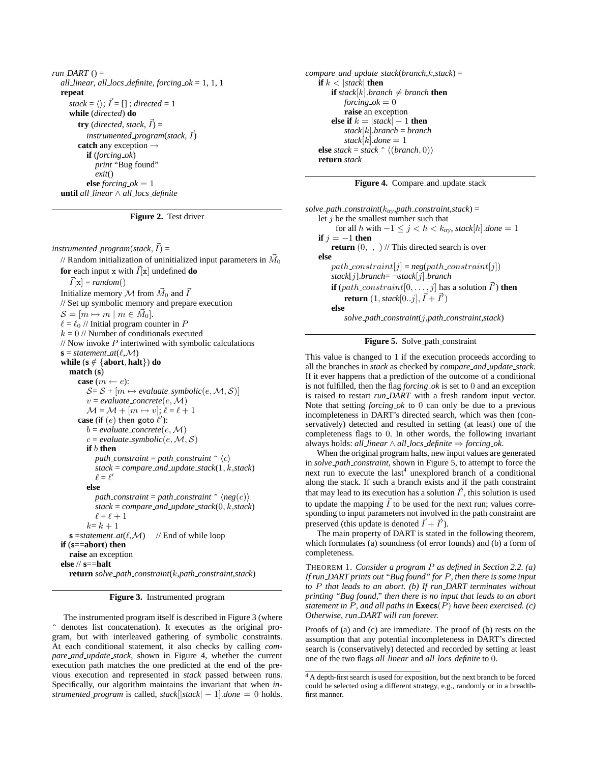```
run_DART () =
  all_linear, all_locs_definite, forcing_ok = 1, 1, 1
  repeat
    stack = ⟨⟩; I⃗ = [] ; directed = 1
    while (directed) do
      try (directed, stack, I⃗) =
        instrumented_program(stack, I⃗)
      catch any exception →
        if (forcing_ok)
          print "Bug found"
          exit()
        else forcing_ok = 1
  until all_linear ∧ all_locs_definite
```

**Figure 2.** Test driver

```
instrumented_program(stack, I⃗) =
  // Random initialization of uninitialized input parameters in M⃗_0
  for each input x with I⃗[x] undefined do
    I⃗[x] = random()
  Initialize memory M from M⃗_0 and I⃗
  // Set up symbolic memory and prepare execution
  S = [m ↦ m | m ∈ M⃗_0].
  ℓ = ℓ_0 // Initial program counter in P
  k = 0 // Number of conditionals executed
  // Now invoke P intertwined with symbolic calculations
  s = statement_at(ℓ,M)
  while (s ∉ {abort, halt}) do
    match (s)
      case (m ← e):
        S= S + [m ↦ evaluate_symbolic(e, M, S)]
        v = evaluate_concrete(e, M)
        M = M + [m ↦ v]; ℓ = ℓ + 1
      case (if (e) then goto ℓ′):
        b = evaluate_concrete(e, M)
        c = evaluate_symbolic(e, M, S)
        if b then
          path_constraint = path_constraint ˆ ⟨c⟩
          stack = compare_and_update_stack(1, k,stack)
          ℓ = ℓ′
        else
          path_constraint = path_constraint ˆ ⟨neg(c)⟩
          stack = compare_and_update_stack(0, k,stack)
          ℓ = ℓ + 1
        k= k + 1
    s =statement_at(ℓ,M)    // End of while loop
  if (s==abort) then
    raise an exception
  else // s==halt
    return solve_path_constraint(k,path_constraint,stack)
```

**Figure 3.** Instrumented_program

The instrumented program itself is described in Figure 3 (where ˆ denotes list concatenation). It executes as the original program, but with interleaved gathering of symbolic constraints. At each conditional statement, it also checks by calling *compare_and_update_stack*, shown in Figure 4, whether the current execution path matches the one predicted at the end of the previous execution and represented in *stack* passed between runs. Specifically, our algorithm maintains the invariant that when *instrumented_program* is called, $stack[|stack|-1].done = 0$ holds.

```
compare_and_update_stack(branch,k,stack) =
  if k < |stack| then
    if stack[k].branch ≠ branch then
      forcing_ok = 0
      raise an exception
    else if k = |stack| − 1 then
      stack[k].branch = branch
      stack[k].done = 1
  else stack = stack ˆ ⟨(branch, 0)⟩
  return stack
```

**Figure 4.** Compare_and_update_stack

```
solve_path_constraint(k_try,path_constraint,stack) =
  let j be the smallest number such that
      for all h with −1 ≤ j < h < k_try, stack[h].done = 1
  if j = −1 then
    return (0, _, _) // This directed search is over
  else
    path_constraint[j] = neg(path_constraint[j])
    stack[j].branch= ¬stack[j].branch
    if (path_constraint[0, . . . , j] has a solution I⃗′) then
      return (1, stack[0..j], I⃗ + I⃗′)
    else
      solve_path_constraint(j,path_constraint,stack)
```

**Figure 5.** Solve_path_constraint

This value is changed to 1 if the execution proceeds according to all the branches in *stack* as checked by *compare_and_update_stack*. If it ever happens that a prediction of the outcome of a conditional is not fulfilled, then the flag *forcing_ok* is set to 0 and an exception is raised to restart *run_DART* with a fresh random input vector. Note that setting *forcing_ok* to 0 can only be due to a previous incompleteness in DART's directed search, which was then (conservatively) detected and resulted in setting (at least) one of the completeness flags to 0. In other words, the following invariant always holds: *all_linear* ∧ *all_locs_definite* ⇒ *forcing_ok*.

When the original program halts, new input values are generated in *solve_path_constraint*, shown in Figure 5, to attempt to force the next run to execute the last[4] unexplored branch of a conditional along the stack. If such a branch exists and if the path constraint that may lead to its execution has a solution $\vec{I}'$, this solution is used to update the mapping $\vec{I}$ to be used for the next run; values corresponding to input parameters not involved in the path constraint are preserved (this update is denoted $\vec{I} + \vec{I}'$).

The main property of DART is stated in the following theorem, which formulates (a) soundness (of error founds) and (b) a form of completeness.

THEOREM 1. *Consider a program $P$ as defined in Section 2.2. (a) If run_DART prints out "Bug found" for $P$, then there is some input to $P$ that leads to an abort. (b) If run_DART terminates without printing "Bug found," then there is no input that leads to an abort statement in $P$, and all paths in* **Execs**$(P)$ *have been exercised. (c) Otherwise, run_DART will run forever.*

Proofs of (a) and (c) are immediate. The proof of (b) rests on the assumption that any potential incompleteness in DART's directed search is (conservatively) detected and recorded by setting at least one of the two flags *all_linear* and *all_locs_definite* to 0.

[4] A depth-first search is used for exposition, but the next branch to be forced could be selected using a different strategy, e.g., randomly or in a breadth-first manner.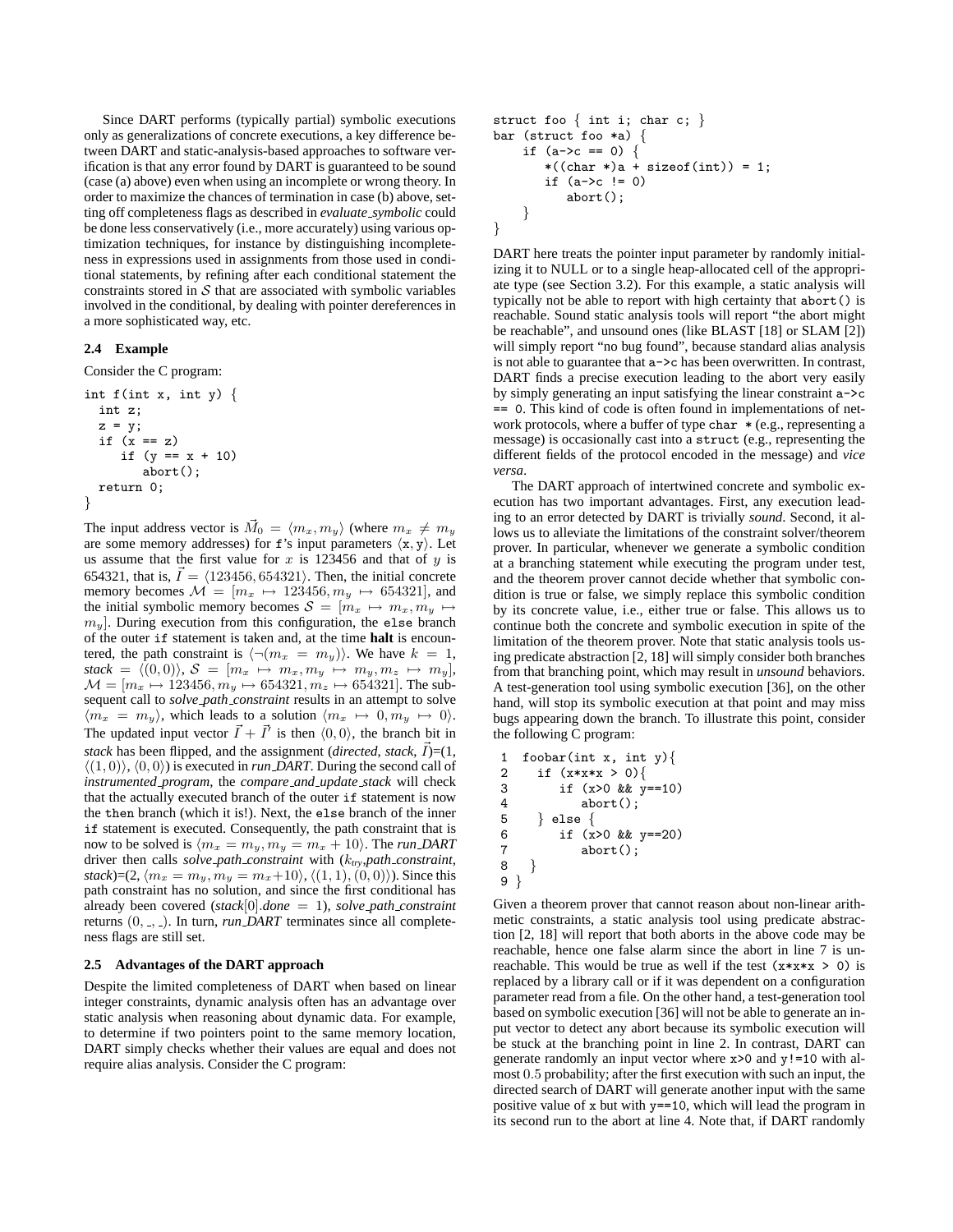Since DART performs (typically partial) symbolic executions only as generalizations of concrete executions, a key difference between DART and static-analysis-based approaches to software verification is that any error found by DART is guaranteed to be sound (case (a) above) even when using an incomplete or wrong theory. In order to maximize the chances of termination in case (b) above, setting off completeness flags as described in *evaluate_symbolic* could be done less conservatively (i.e., more accurately) using various optimization techniques, for instance by distinguishing incompleteness in expressions used in assignments from those used in conditional statements, by refining after each conditional statement the constraints stored in $\mathcal{S}$ that are associated with symbolic variables involved in the conditional, by dealing with pointer dereferences in a more sophisticated way, etc.

### 2.4 Example

Consider the C program:

```
int f(int x, int y) {
  int z;
  z = y;
  if (x == z)
     if (y == x + 10)
        abort();
  return 0;
}
```

The input address vector is $\vec{M}_0 = \langle m_x, m_y \rangle$ (where $m_x \neq m_y$ are some memory addresses) for f's input parameters $\langle$x, y$\rangle$. Let us assume that the first value for $x$ is 123456 and that of $y$ is 654321, that is, $\vec{I} = \langle 123456, 654321 \rangle$. Then, the initial concrete memory becomes $\mathcal{M} = [m_x \mapsto 123456, m_y \mapsto 654321]$, and the initial symbolic memory becomes $\mathcal{S} = [m_x \mapsto m_x, m_y \mapsto m_y]$. During execution from this configuration, the else branch of the outer if statement is taken and, at the time **halt** is encountered, the path constraint is $\langle \neg(m_x = m_y) \rangle$. We have $k = 1$, *stack* $= \langle (0,0) \rangle$, $\mathcal{S} = [m_x \mapsto m_x, m_y \mapsto m_y, m_z \mapsto m_y]$, $\mathcal{M} = [m_x \mapsto 123456, m_y \mapsto 654321, m_z \mapsto 654321]$. The subsequent call to *solve_path_constraint* results in an attempt to solve $\langle m_x = m_y \rangle$, which leads to a solution $\langle m_x \mapsto 0, m_y \mapsto 0 \rangle$. The updated input vector $\vec{I} + \vec{I}'$ is then $\langle 0, 0 \rangle$, the branch bit in *stack* has been flipped, and the assignment (*directed*, *stack*, $\vec{I}$)=(1, $\langle (1,0) \rangle$, $\langle 0, 0 \rangle$) is executed in *run_DART*. During the second call of *instrumented_program*, the *compare_and_update_stack* will check that the actually executed branch of the outer if statement is now the then branch (which it is!). Next, the else branch of the inner if statement is executed. Consequently, the path constraint that is now to be solved is $\langle m_x = m_y, m_y = m_x + 10 \rangle$. The *run_DART* driver then calls *solve_path_constraint* with ($k_{try}$,*path_constraint*, *stack*)=(2, $\langle m_x = m_y, m_y = m_x{+}10 \rangle$, $\langle (1,1), (0,0) \rangle$). Since this path constraint has no solution, and since the first conditional has already been covered (*stack*[0]*.done* $= 1$), *solve_path_constraint* returns $(0, \_, \_)$. In turn, *run_DART* terminates since all completeness flags are still set.

### 2.5 Advantages of the DART approach

Despite the limited completeness of DART when based on linear integer constraints, dynamic analysis often has an advantage over static analysis when reasoning about dynamic data. For example, to determine if two pointers point to the same memory location, DART simply checks whether their values are equal and does not require alias analysis. Consider the C program:

```
struct foo { int i; char c; }
bar (struct foo *a) {
    if (a->c == 0) {
       *((char *)a + sizeof(int)) = 1;
       if (a->c != 0)
          abort();
    }
}
```

DART here treats the pointer input parameter by randomly initializing it to NULL or to a single heap-allocated cell of the appropriate type (see Section 3.2). For this example, a static analysis will typically not be able to report with high certainty that abort() is reachable. Sound static analysis tools will report "the abort might be reachable", and unsound ones (like BLAST [18] or SLAM [2]) will simply report "no bug found", because standard alias analysis is not able to guarantee that a->c has been overwritten. In contrast, DART finds a precise execution leading to the abort very easily by simply generating an input satisfying the linear constraint a->c == 0. This kind of code is often found in implementations of network protocols, where a buffer of type char * (e.g., representing a message) is occasionally cast into a struct (e.g., representing the different fields of the protocol encoded in the message) and *vice versa*.

The DART approach of intertwined concrete and symbolic execution has two important advantages. First, any execution leading to an error detected by DART is trivially *sound*. Second, it allows us to alleviate the limitations of the constraint solver/theorem prover. In particular, whenever we generate a symbolic condition at a branching statement while executing the program under test, and the theorem prover cannot decide whether that symbolic condition is true or false, we simply replace this symbolic condition by its concrete value, i.e., either true or false. This allows us to continue both the concrete and symbolic execution in spite of the limitation of the theorem prover. Note that static analysis tools using predicate abstraction [2, 18] will simply consider both branches from that branching point, which may result in *unsound* behaviors. A test-generation tool using symbolic execution [36], on the other hand, will stop its symbolic execution at that point and may miss bugs appearing down the branch. To illustrate this point, consider the following C program:

```
1  foobar(int x, int y){
2    if (x*x*x > 0){
3       if (x>0 && y==10)
4          abort();
5    } else {
6       if (x>0 && y==20)
7          abort();
8    }
9  }
```

Given a theorem prover that cannot reason about non-linear arithmetic constraints, a static analysis tool using predicate abstraction [2, 18] will report that both aborts in the above code may be reachable, hence one false alarm since the abort in line 7 is unreachable. This would be true as well if the test (x*x*x > 0) is replaced by a library call or if it was dependent on a configuration parameter read from a file. On the other hand, a test-generation tool based on symbolic execution [36] will not be able to generate an input vector to detect any abort because its symbolic execution will be stuck at the branching point in line 2. In contrast, DART can generate randomly an input vector where x>0 and y!=10 with almost $0.5$ probability; after the first execution with such an input, the directed search of DART will generate another input with the same positive value of x but with y==10, which will lead the program in its second run to the abort at line 4. Note that, if DART randomly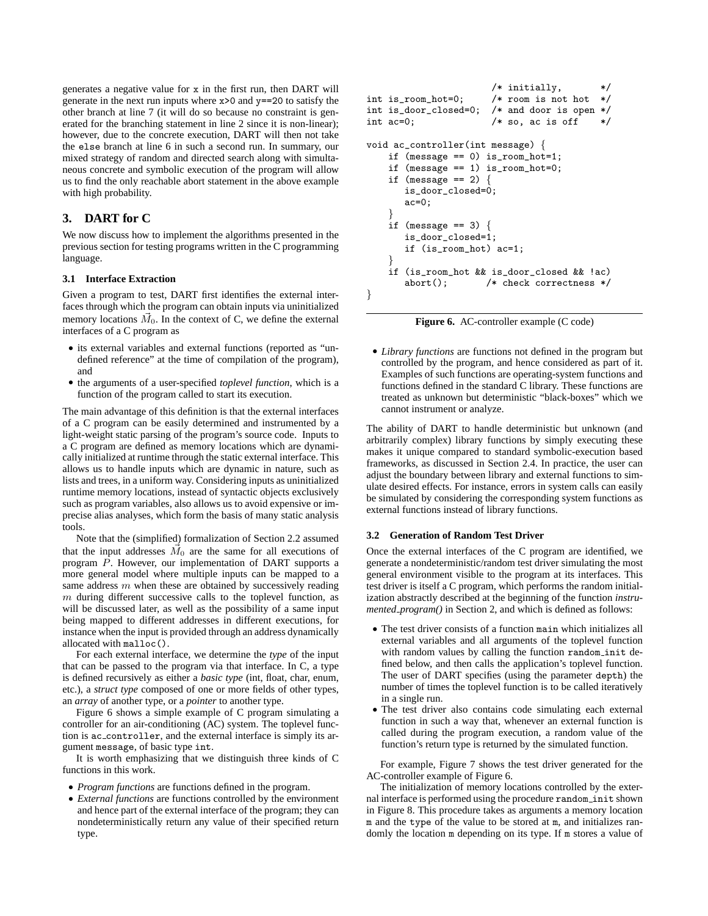generates a negative value for x in the first run, then DART will generate in the next run inputs where x>0 and y==20 to satisfy the other branch at line 7 (it will do so because no constraint is generated for the branching statement in line 2 since it is non-linear); however, due to the concrete execution, DART will then not take the else branch at line 6 in such a second run. In summary, our mixed strategy of random and directed search along with simultaneous concrete and symbolic execution of the program will allow us to find the only reachable abort statement in the above example with high probability.

## 3. DART for C

We now discuss how to implement the algorithms presented in the previous section for testing programs written in the C programming language.

### 3.1 Interface Extraction

Given a program to test, DART first identifies the external interfaces through which the program can obtain inputs via uninitialized memory locations $\vec{M}_0$. In the context of C, we define the external interfaces of a C program as

- its external variables and external functions (reported as "undefined reference" at the time of compilation of the program), and
- the arguments of a user-specified *toplevel function*, which is a function of the program called to start its execution.

The main advantage of this definition is that the external interfaces of a C program can be easily determined and instrumented by a light-weight static parsing of the program's source code. Inputs to a C program are defined as memory locations which are dynamically initialized at runtime through the static external interface. This allows us to handle inputs which are dynamic in nature, such as lists and trees, in a uniform way. Considering inputs as uninitialized runtime memory locations, instead of syntactic objects exclusively such as program variables, also allows us to avoid expensive or imprecise alias analyses, which form the basis of many static analysis tools.

Note that the (simplified) formalization of Section 2.2 assumed that the input addresses $\vec{M}_0$ are the same for all executions of program $P$. However, our implementation of DART supports a more general model where multiple inputs can be mapped to a same address $m$ when these are obtained by successively reading $m$ during different successive calls to the toplevel function, as will be discussed later, as well as the possibility of a same input being mapped to different addresses in different executions, for instance when the input is provided through an address dynamically allocated with malloc().

For each external interface, we determine the *type* of the input that can be passed to the program via that interface. In C, a type is defined recursively as either a *basic type* (int, float, char, enum, etc.), a *struct type* composed of one or more fields of other types, an *array* of another type, or a *pointer* to another type.

Figure 6 shows a simple example of C program simulating a controller for an air-conditioning (AC) system. The toplevel function is ac_controller, and the external interface is simply its argument message, of basic type int.

It is worth emphasizing that we distinguish three kinds of C functions in this work.

- *Program functions* are functions defined in the program.
- *External functions* are functions controlled by the environment and hence part of the external interface of the program; they can nondeterministically return any value of their specified return type.
- *Library functions* are functions not defined in the program but controlled by the program, and hence considered as part of it. Examples of such functions are operating-system functions and functions defined in the standard C library. These functions are treated as unknown but deterministic "black-boxes" which we cannot instrument or analyze.

```
                         /* initially,       */
int is_room_hot=0;       /* room is not hot  */
int is_door_closed=0;    /* and door is open */
int ac=0;                /* so, ac is off    */

void ac_controller(int message) {
    if (message == 0) is_room_hot=1;
    if (message == 1) is_room_hot=0;
    if (message == 2) {
       is_door_closed=0;
       ac=0;
    }
    if (message == 3) {
       is_door_closed=1;
       if (is_room_hot) ac=1;
    }
    if (is_room_hot && is_door_closed && !ac)
       abort();       /* check correctness */
}
```

**Figure 6.** AC-controller example (C code)

The ability of DART to handle deterministic but unknown (and arbitrarily complex) library functions by simply executing these makes it unique compared to standard symbolic-execution based frameworks, as discussed in Section 2.4. In practice, the user can adjust the boundary between library and external functions to simulate desired effects. For instance, errors in system calls can easily be simulated by considering the corresponding system functions as external functions instead of library functions.

### 3.2 Generation of Random Test Driver

Once the external interfaces of the C program are identified, we generate a nondeterministic/random test driver simulating the most general environment visible to the program at its interfaces. This test driver is itself a C program, which performs the random initialization abstractly described at the beginning of the function *instrumented_program()* in Section 2, and which is defined as follows:

- The test driver consists of a function main which initializes all external variables and all arguments of the toplevel function with random values by calling the function random_init defined below, and then calls the application's toplevel function. The user of DART specifies (using the parameter depth) the number of times the toplevel function is to be called iteratively in a single run.
- The test driver also contains code simulating each external function in such a way that, whenever an external function is called during the program execution, a random value of the function's return type is returned by the simulated function.

For example, Figure 7 shows the test driver generated for the AC-controller example of Figure 6.

The initialization of memory locations controlled by the external interface is performed using the procedure random_init shown in Figure 8. This procedure takes as arguments a memory location m and the type of the value to be stored at m, and initializes randomly the location m depending on its type. If m stores a value of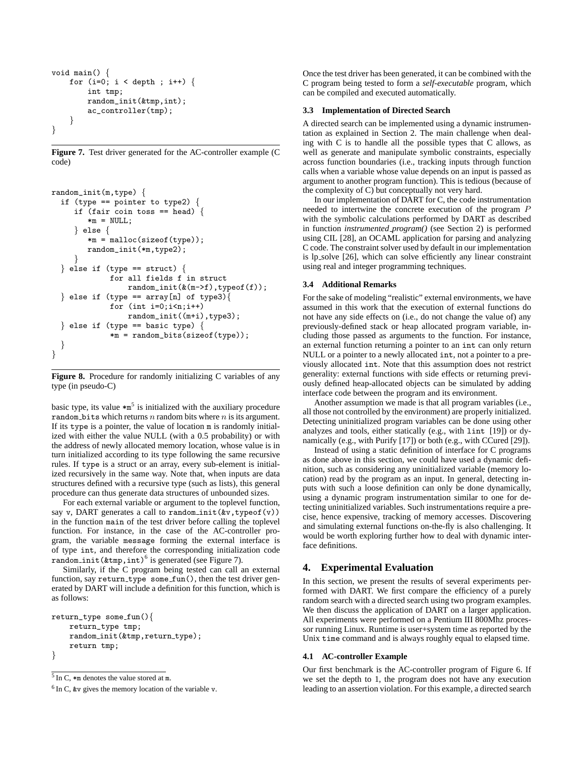```
void main() {
    for (i=0; i < depth ; i++) {
        int tmp;
        random_init(&tmp,int);
        ac_controller(tmp);
    }
}
```

**Figure 7.** Test driver generated for the AC-controller example (C code)

```
random_init(m,type) {
  if (type == pointer to type2) {
     if (fair coin toss == head) {
        *m = NULL;
     } else {
        *m = malloc(sizeof(type));
        random_init(*m,type2);
     }
  } else if (type == struct) {
            for all fields f in struct
                random_init(&(m->f),typeof(f));
  } else if (type == array[n] of type3){
            for (int i=0;i<n;i++)
                random_init((m+i),type3);
  } else if (type == basic type) {
            *m = random_bits(sizeof(type));
  }
}
```

**Figure 8.** Procedure for randomly initializing C variables of any type (in pseudo-C)

basic type, its value `*m`[5] is initialized with the auxiliary procedure `random_bits` which returns $n$ random bits where $n$ is its argument. If its `type` is a pointer, the value of location `m` is randomly initialized with either the value NULL (with a 0.5 probability) or with the address of newly allocated memory location, whose value is in turn initialized according to its type following the same recursive rules. If `type` is a struct or an array, every sub-element is initialized recursively in the same way. Note that, when inputs are data structures defined with a recursive type (such as lists), this general procedure can thus generate data structures of unbounded sizes.

For each external variable or argument to the toplevel function, say `v`, DART generates a call to `random_init(&v,typeof(v))` in the function `main` of the test driver before calling the toplevel function. For instance, in the case of the AC-controller program, the variable `message` forming the external interface is of type `int`, and therefore the corresponding initialization code `random_init(&tmp,int)`[6] is generated (see Figure 7).

Similarly, if the C program being tested can call an external function, say `return_type some_fun()`, then the test driver generated by DART will include a definition for this function, which is as follows:

```
return_type some_fun(){
    return_type tmp;
    random_init(&tmp,return_type);
    return tmp;
}
```

[5] In C, `*m` denotes the value stored at `m`.

[6] In C, `&v` gives the memory location of the variable `v`.

Once the test driver has been generated, it can be combined with the C program being tested to form a *self-executable* program, which can be compiled and executed automatically.

### 3.3 Implementation of Directed Search

A directed search can be implemented using a dynamic instrumentation as explained in Section 2. The main challenge when dealing with C is to handle all the possible types that C allows, as well as generate and manipulate symbolic constraints, especially across function boundaries (i.e., tracking inputs through function calls when a variable whose value depends on an input is passed as argument to another program function). This is tedious (because of the complexity of C) but conceptually not very hard.

In our implementation of DART for C, the code instrumentation needed to intertwine the concrete execution of the program $P$ with the symbolic calculations performed by DART as described in function *instrumented_program()* (see Section 2) is performed using CIL [28], an OCAML application for parsing and analyzing C code. The constraint solver used by default in our implementation is lp_solve [26], which can solve efficiently any linear constraint using real and integer programming techniques.

### 3.4 Additional Remarks

For the sake of modeling "realistic" external environments, we have assumed in this work that the execution of external functions do not have any side effects on (i.e., do not change the value of) any previously-defined stack or heap allocated program variable, including those passed as arguments to the function. For instance, an external function returning a pointer to an `int` can only return NULL or a pointer to a newly allocated `int`, not a pointer to a previously allocated `int`. Note that this assumption does not restrict generality: external functions with side effects or returning previously defined heap-allocated objects can be simulated by adding interface code between the program and its environment.

Another assumption we made is that all program variables (i.e., all those not controlled by the environment) are properly initialized. Detecting uninitialized program variables can be done using other analyzes and tools, either statically (e.g., with `lint` [19]) or dynamically (e.g., with Purify [17]) or both (e.g., with CCured [29]).

Instead of using a static definition of interface for C programs as done above in this section, we could have used a dynamic definition, such as considering any uninitialized variable (memory location) read by the program as an input. In general, detecting inputs with such a loose definition can only be done dynamically, using a dynamic program instrumentation similar to one for detecting uninitialized variables. Such instrumentations require a precise, hence expensive, tracking of memory accesses. Discovering and simulating external functions on-the-fly is also challenging. It would be worth exploring further how to deal with dynamic interface definitions.

## 4. Experimental Evaluation

In this section, we present the results of several experiments performed with DART. We first compare the efficiency of a purely random search with a directed search using two program examples. We then discuss the application of DART on a larger application. All experiments were performed on a Pentium III 800Mhz processor running Linux. Runtime is user+system time as reported by the Unix `time` command and is always roughly equal to elapsed time.

### 4.1 AC-controller Example

Our first benchmark is the AC-controller program of Figure 6. If we set the depth to 1, the program does not have any execution leading to an assertion violation. For this example, a directed search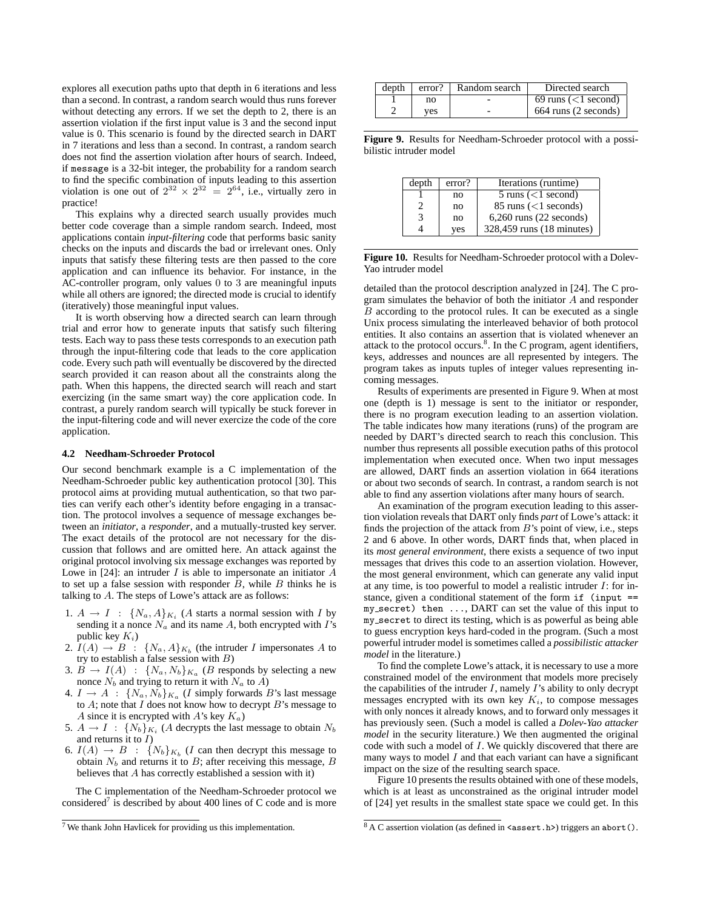explores all execution paths upto that depth in 6 iterations and less than a second. In contrast, a random search would thus runs forever without detecting any errors. If we set the depth to 2, there is an assertion violation if the first input value is 3 and the second input value is 0. This scenario is found by the directed search in DART in 7 iterations and less than a second. In contrast, a random search does not find the assertion violation after hours of search. Indeed, if `message` is a 32-bit integer, the probability for a random search to find the specific combination of inputs leading to this assertion violation is one out of $2^{32} \times 2^{32} = 2^{64}$, i.e., virtually zero in practice!

This explains why a directed search usually provides much better code coverage than a simple random search. Indeed, most applications contain *input-filtering* code that performs basic sanity checks on the inputs and discards the bad or irrelevant ones. Only inputs that satisfy these filtering tests are then passed to the core application and can influence its behavior. For instance, in the AC-controller program, only values 0 to 3 are meaningful inputs while all others are ignored; the directed mode is crucial to identify (iteratively) those meaningful input values.

It is worth observing how a directed search can learn through trial and error how to generate inputs that satisfy such filtering tests. Each way to pass these tests corresponds to an execution path through the input-filtering code that leads to the core application code. Every such path will eventually be discovered by the directed search provided it can reason about all the constraints along the path. When this happens, the directed search will reach and start exercizing (in the same smart way) the core application code. In contrast, a purely random search will typically be stuck forever in the input-filtering code and will never exercize the code of the core application.

### 4.2 Needham-Schroeder Protocol

Our second benchmark example is a C implementation of the Needham-Schroeder public key authentication protocol [30]. This protocol aims at providing mutual authentication, so that two parties can verify each other's identity before engaging in a transaction. The protocol involves a sequence of message exchanges between an *initiator*, a *responder*, and a mutually-trusted key server. The exact details of the protocol are not necessary for the discussion that follows and are omitted here. An attack against the original protocol involving six message exchanges was reported by Lowe in [24]: an intruder $I$ is able to impersonate an initiator $A$ to set up a false session with responder $B$, while $B$ thinks he is talking to $A$. The steps of Lowe's attack are as follows:

1. $A \rightarrow I \;:\; \{N_a, A\}_{K_i}$ ($A$ starts a normal session with $I$ by sending it a nonce $N_a$ and its name $A$, both encrypted with $I$'s public key $K_i$)
2. $I(A) \rightarrow B \;:\; \{N_a, A\}_{K_b}$ (the intruder $I$ impersonates $A$ to try to establish a false session with $B$)
3. $B \rightarrow I(A) \;:\; \{N_a, N_b\}_{K_a}$ ($B$ responds by selecting a new nonce $N_b$ and trying to return it with $N_a$ to $A$)
4. $I \rightarrow A \;:\; \{N_a, N_b\}_{K_a}$ ($I$ simply forwards $B$'s last message to $A$; note that $I$ does not know how to decrypt $B$'s message to $A$ since it is encrypted with $A$'s key $K_a$)
5. $A \rightarrow I \;:\; \{N_b\}_{K_i}$ ($A$ decrypts the last message to obtain $N_b$ and returns it to $I$)
6. $I(A) \rightarrow B \;:\; \{N_b\}_{K_b}$ ($I$ can then decrypt this message to obtain $N_b$ and returns it to $B$; after receiving this message, $B$ believes that $A$ has correctly established a session with it)

The C implementation of the Needham-Schroeder protocol we considered[7] is described by about 400 lines of C code and is more detailed than the protocol description analyzed in [24]. The C program simulates the behavior of both the initiator $A$ and responder $B$ according to the protocol rules. It can be executed as a single Unix process simulating the interleaved behavior of both protocol entities. It also contains an assertion that is violated whenever an attack to the protocol occurs.[8]. In the C program, agent identifiers, keys, addresses and nounces are all represented by integers. The program takes as inputs tuples of integer values representing incoming messages.

| depth | error? | Random search | Directed search |
|---|---|---|---|
| 1 | no | - | 69 runs (<1 second) |
| 2 | yes | - | 664 runs (2 seconds) |

**Figure 9.** Results for Needham-Schroeder protocol with a possibilistic intruder model

| depth | error? | Iterations (runtime) |
|---|---|---|
| 1 | no | 5 runs (<1 second) |
| 2 | no | 85 runs (<1 seconds) |
| 3 | no | 6,260 runs (22 seconds) |
| 4 | yes | 328,459 runs (18 minutes) |

**Figure 10.** Results for Needham-Schroeder protocol with a Dolev-Yao intruder model

Results of experiments are presented in Figure 9. When at most one (depth is 1) message is sent to the initiator or responder, there is no program execution leading to an assertion violation. The table indicates how many iterations (runs) of the program are needed by DART's directed search to reach this conclusion. This number thus represents all possible execution paths of this protocol implementation when executed once. When two input messages are allowed, DART finds an assertion violation in 664 iterations or about two seconds of search. In contrast, a random search is not able to find any assertion violations after many hours of search.

An examination of the program execution leading to this assertion violation reveals that DART only finds *part* of Lowe's attack: it finds the projection of the attack from $B$'s point of view, i.e., steps 2 and 6 above. In other words, DART finds that, when placed in its *most general environment*, there exists a sequence of two input messages that drives this code to an assertion violation. However, the most general environment, which can generate any valid input at any time, is too powerful to model a realistic intruder $I$: for instance, given a conditional statement of the form `if (input == my_secret) then ...`, DART can set the value of this input to `my_secret` to direct its testing, which is as powerful as being able to guess encryption keys hard-coded in the program. (Such a most powerful intruder model is sometimes called a *possibilistic attacker model* in the literature.)

To find the complete Lowe's attack, it is necessary to use a more constrained model of the environment that models more precisely the capabilities of the intruder $I$, namely $I$'s ability to only decrypt messages encrypted with its own key $K_i$, to compose messages with only nonces it already knows, and to forward only messages it has previously seen. (Such a model is called a *Dolev-Yao attacker model* in the security literature.) We then augmented the original code with such a model of $I$. We quickly discovered that there are many ways to model $I$ and that each variant can have a significant impact on the size of the resulting search space.

Figure 10 presents the results obtained with one of these models, which is at least as unconstrained as the original intruder model of [24] yet results in the smallest state space we could get. In this

[7] We thank John Havlicek for providing us this implementation.

[8] A C assertion violation (as defined in `<assert.h>`) triggers an `abort()`.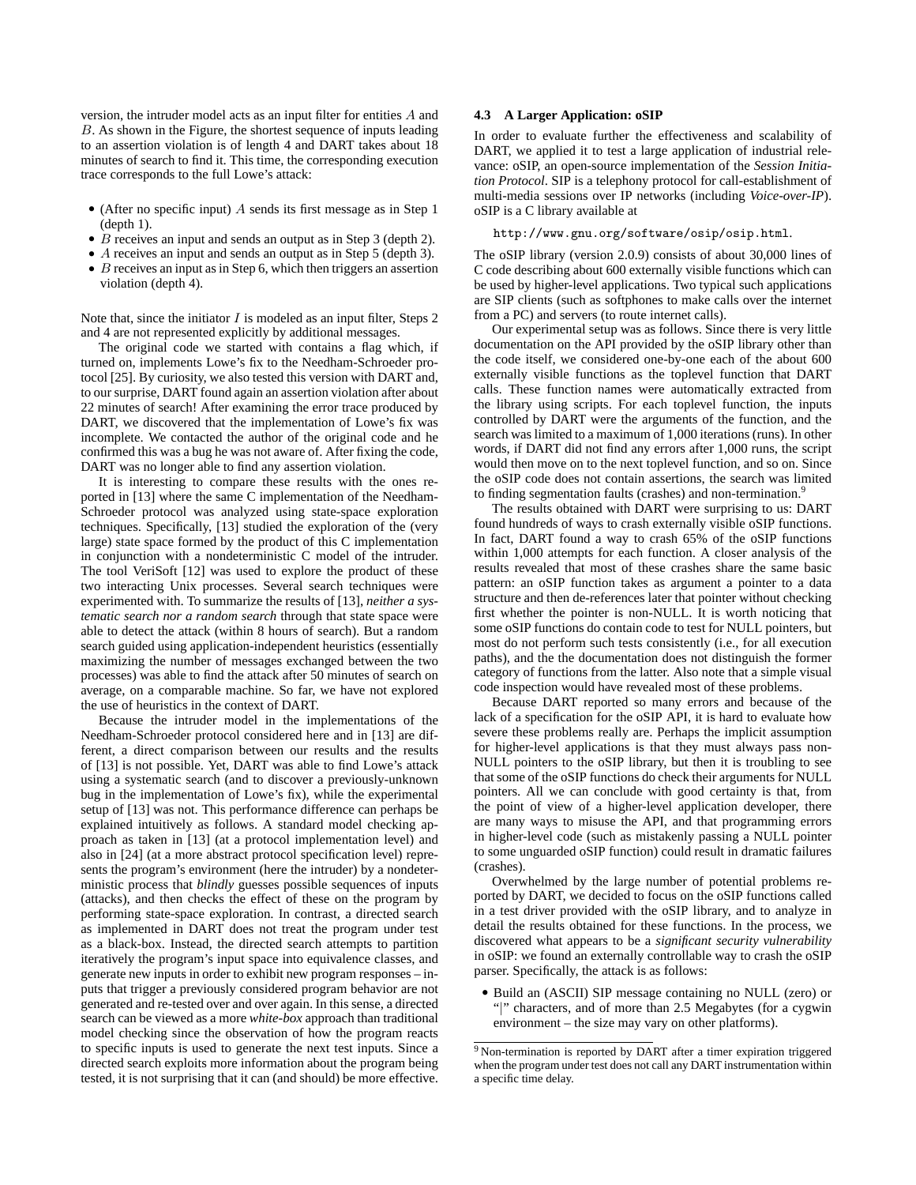version, the intruder model acts as an input filter for entities $A$ and $B$. As shown in the Figure, the shortest sequence of inputs leading to an assertion violation is of length 4 and DART takes about 18 minutes of search to find it. This time, the corresponding execution trace corresponds to the full Lowe's attack:

- (After no specific input) $A$ sends its first message as in Step 1 (depth 1).
- $B$ receives an input and sends an output as in Step 3 (depth 2).
- $A$ receives an input and sends an output as in Step 5 (depth 3).
- $B$ receives an input as in Step 6, which then triggers an assertion violation (depth 4).

Note that, since the initiator $I$ is modeled as an input filter, Steps 2 and 4 are not represented explicitly by additional messages.

The original code we started with contains a flag which, if turned on, implements Lowe's fix to the Needham-Schroeder protocol [25]. By curiosity, we also tested this version with DART and, to our surprise, DART found again an assertion violation after about 22 minutes of search! After examining the error trace produced by DART, we discovered that the implementation of Lowe's fix was incomplete. We contacted the author of the original code and he confirmed this was a bug he was not aware of. After fixing the code, DART was no longer able to find any assertion violation.

It is interesting to compare these results with the ones reported in [13] where the same C implementation of the Needham-Schroeder protocol was analyzed using state-space exploration techniques. Specifically, [13] studied the exploration of the (very large) state space formed by the product of this C implementation in conjunction with a nondeterministic C model of the intruder. The tool VeriSoft [12] was used to explore the product of these two interacting Unix processes. Several search techniques were experimented with. To summarize the results of [13], *neither a systematic search nor a random search* through that state space were able to detect the attack (within 8 hours of search). But a random search guided using application-independent heuristics (essentially maximizing the number of messages exchanged between the two processes) was able to find the attack after 50 minutes of search on average, on a comparable machine. So far, we have not explored the use of heuristics in the context of DART.

Because the intruder model in the implementations of the Needham-Schroeder protocol considered here and in [13] are different, a direct comparison between our results and the results of [13] is not possible. Yet, DART was able to find Lowe's attack using a systematic search (and to discover a previously-unknown bug in the implementation of Lowe's fix), while the experimental setup of [13] was not. This performance difference can perhaps be explained intuitively as follows. A standard model checking approach as taken in [13] (at a protocol implementation level) and also in [24] (at a more abstract protocol specification level) represents the program's environment (here the intruder) by a nondeterministic process that *blindly* guesses possible sequences of inputs (attacks), and then checks the effect of these on the program by performing state-space exploration. In contrast, a directed search as implemented in DART does not treat the program under test as a black-box. Instead, the directed search attempts to partition iteratively the program's input space into equivalence classes, and generate new inputs in order to exhibit new program responses – inputs that trigger a previously considered program behavior are not generated and re-tested over and over again. In this sense, a directed search can be viewed as a more *white-box* approach than traditional model checking since the observation of how the program reacts to specific inputs is used to generate the next test inputs. Since a directed search exploits more information about the program being tested, it is not surprising that it can (and should) be more effective.

### 4.3 A Larger Application: oSIP

In order to evaluate further the effectiveness and scalability of DART, we applied it to test a large application of industrial relevance: oSIP, an open-source implementation of the *Session Initiation Protocol*. SIP is a telephony protocol for call-establishment of multi-media sessions over IP networks (including *Voice-over-IP*). oSIP is a C library available at

`http://www.gnu.org/software/osip/osip.html`.

The oSIP library (version 2.0.9) consists of about 30,000 lines of C code describing about 600 externally visible functions which can be used by higher-level applications. Two typical such applications are SIP clients (such as softphones to make calls over the internet from a PC) and servers (to route internet calls).

Our experimental setup was as follows. Since there is very little documentation on the API provided by the oSIP library other than the code itself, we considered one-by-one each of the about 600 externally visible functions as the toplevel function that DART calls. These function names were automatically extracted from the library using scripts. For each toplevel function, the inputs controlled by DART were the arguments of the function, and the search was limited to a maximum of 1,000 iterations (runs). In other words, if DART did not find any errors after 1,000 runs, the script would then move on to the next toplevel function, and so on. Since the oSIP code does not contain assertions, the search was limited to finding segmentation faults (crashes) and non-termination.[9]

The results obtained with DART were surprising to us: DART found hundreds of ways to crash externally visible oSIP functions. In fact, DART found a way to crash 65% of the oSIP functions within 1,000 attempts for each function. A closer analysis of the results revealed that most of these crashes share the same basic pattern: an oSIP function takes as argument a pointer to a data structure and then de-references later that pointer without checking first whether the pointer is non-NULL. It is worth noticing that some oSIP functions do contain code to test for NULL pointers, but most do not perform such tests consistently (i.e., for all execution paths), and the the documentation does not distinguish the former category of functions from the latter. Also note that a simple visual code inspection would have revealed most of these problems.

Because DART reported so many errors and because of the lack of a specification for the oSIP API, it is hard to evaluate how severe these problems really are. Perhaps the implicit assumption for higher-level applications is that they must always pass non-NULL pointers to the oSIP library, but then it is troubling to see that some of the oSIP functions do check their arguments for NULL pointers. All we can conclude with good certainty is that, from the point of view of a higher-level application developer, there are many ways to misuse the API, and that programming errors in higher-level code (such as mistakenly passing a NULL pointer to some unguarded oSIP function) could result in dramatic failures (crashes).

Overwhelmed by the large number of potential problems reported by DART, we decided to focus on the oSIP functions called in a test driver provided with the oSIP library, and to analyze in detail the results obtained for these functions. In the process, we discovered what appears to be a *significant security vulnerability* in oSIP: we found an externally controllable way to crash the oSIP parser. Specifically, the attack is as follows:

- Build an (ASCII) SIP message containing no NULL (zero) or "|" characters, and of more than 2.5 Megabytes (for a cygwin environment – the size may vary on other platforms).

[9] Non-termination is reported by DART after a timer expiration triggered when the program under test does not call any DART instrumentation within a specific time delay.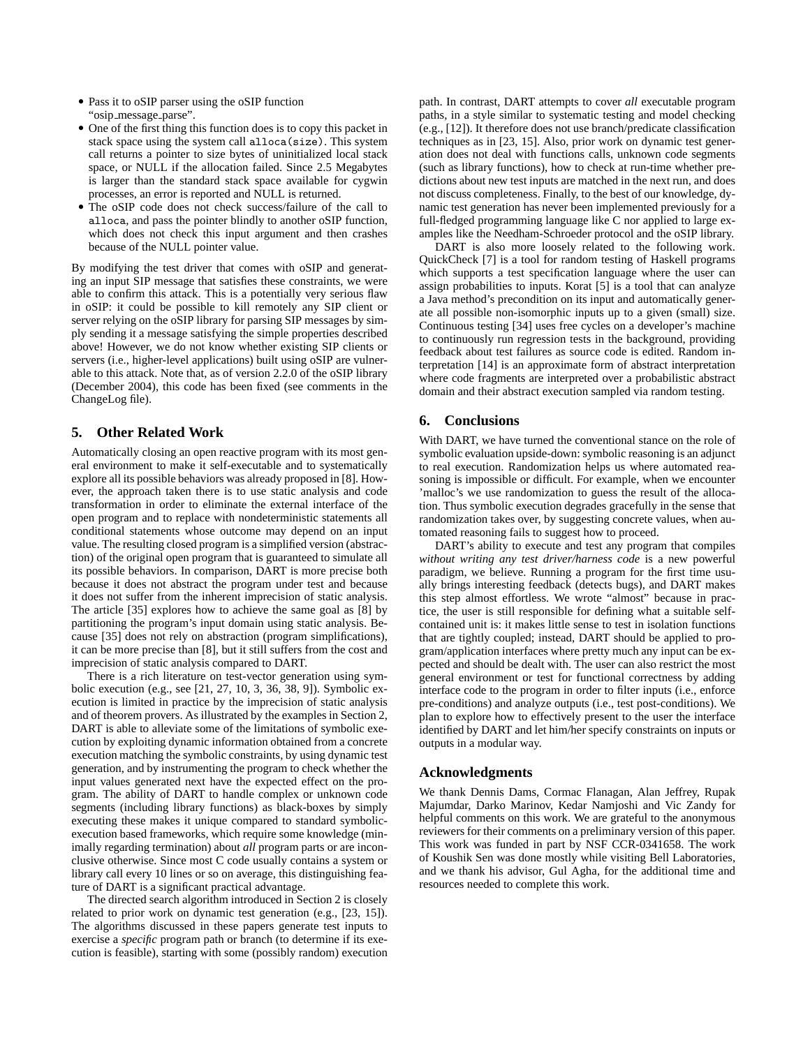- Pass it to oSIP parser using the oSIP function "osip_message_parse".
- One of the first thing this function does is to copy this packet in stack space using the system call `alloca(size)`. This system call returns a pointer to size bytes of uninitialized local stack space, or NULL if the allocation failed. Since 2.5 Megabytes is larger than the standard stack space available for cygwin processes, an error is reported and NULL is returned.
- The oSIP code does not check success/failure of the call to `alloca`, and pass the pointer blindly to another oSIP function, which does not check this input argument and then crashes because of the NULL pointer value.

By modifying the test driver that comes with oSIP and generating an input SIP message that satisfies these constraints, we were able to confirm this attack. This is a potentially very serious flaw in oSIP: it could be possible to kill remotely any SIP client or server relying on the oSIP library for parsing SIP messages by simply sending it a message satisfying the simple properties described above! However, we do not know whether existing SIP clients or servers (i.e., higher-level applications) built using oSIP are vulnerable to this attack. Note that, as of version 2.2.0 of the oSIP library (December 2004), this code has been fixed (see comments in the ChangeLog file).

## 5. Other Related Work

Automatically closing an open reactive program with its most general environment to make it self-executable and to systematically explore all its possible behaviors was already proposed in [8]. However, the approach taken there is to use static analysis and code transformation in order to eliminate the external interface of the open program and to replace with nondeterministic statements all conditional statements whose outcome may depend on an input value. The resulting closed program is a simplified version (abstraction) of the original open program that is guaranteed to simulate all its possible behaviors. In comparison, DART is more precise both because it does not abstract the program under test and because it does not suffer from the inherent imprecision of static analysis. The article [35] explores how to achieve the same goal as [8] by partitioning the program's input domain using static analysis. Because [35] does not rely on abstraction (program simplifications), it can be more precise than [8], but it still suffers from the cost and imprecision of static analysis compared to DART.

There is a rich literature on test-vector generation using symbolic execution (e.g., see [21, 27, 10, 3, 36, 38, 9]). Symbolic execution is limited in practice by the imprecision of static analysis and of theorem provers. As illustrated by the examples in Section 2, DART is able to alleviate some of the limitations of symbolic execution by exploiting dynamic information obtained from a concrete execution matching the symbolic constraints, by using dynamic test generation, and by instrumenting the program to check whether the input values generated next have the expected effect on the program. The ability of DART to handle complex or unknown code segments (including library functions) as black-boxes by simply executing these makes it unique compared to standard symbolic-execution based frameworks, which require some knowledge (minimally regarding termination) about *all* program parts or are inconclusive otherwise. Since most C code usually contains a system or library call every 10 lines or so on average, this distinguishing feature of DART is a significant practical advantage.

The directed search algorithm introduced in Section 2 is closely related to prior work on dynamic test generation (e.g., [23, 15]). The algorithms discussed in these papers generate test inputs to exercise a *specific* program path or branch (to determine if its execution is feasible), starting with some (possibly random) execution path. In contrast, DART attempts to cover *all* executable program paths, in a style similar to systematic testing and model checking (e.g., [12]). It therefore does not use branch/predicate classification techniques as in [23, 15]. Also, prior work on dynamic test generation does not deal with functions calls, unknown code segments (such as library functions), how to check at run-time whether predictions about new test inputs are matched in the next run, and does not discuss completeness. Finally, to the best of our knowledge, dynamic test generation has never been implemented previously for a full-fledged programming language like C nor applied to large examples like the Needham-Schroeder protocol and the oSIP library.

DART is also more loosely related to the following work. QuickCheck [7] is a tool for random testing of Haskell programs which supports a test specification language where the user can assign probabilities to inputs. Korat [5] is a tool that can analyze a Java method's precondition on its input and automatically generate all possible non-isomorphic inputs up to a given (small) size. Continuous testing [34] uses free cycles on a developer's machine to continuously run regression tests in the background, providing feedback about test failures as source code is edited. Random interpretation [14] is an approximate form of abstract interpretation where code fragments are interpreted over a probabilistic abstract domain and their abstract execution sampled via random testing.

## 6. Conclusions

With DART, we have turned the conventional stance on the role of symbolic evaluation upside-down: symbolic reasoning is an adjunct to real execution. Randomization helps us where automated reasoning is impossible or difficult. For example, when we encounter 'malloc's we use randomization to guess the result of the allocation. Thus symbolic execution degrades gracefully in the sense that randomization takes over, by suggesting concrete values, when automated reasoning fails to suggest how to proceed.

DART's ability to execute and test any program that compiles *without writing any test driver/harness code* is a new powerful paradigm, we believe. Running a program for the first time usually brings interesting feedback (detects bugs), and DART makes this step almost effortless. We wrote "almost" because in practice, the user is still responsible for defining what a suitable self-contained unit is: it makes little sense to test in isolation functions that are tightly coupled; instead, DART should be applied to program/application interfaces where pretty much any input can be expected and should be dealt with. The user can also restrict the most general environment or test for functional correctness by adding interface code to the program in order to filter inputs (i.e., enforce pre-conditions) and analyze outputs (i.e., test post-conditions). We plan to explore how to effectively present to the user the interface identified by DART and let him/her specify constraints on inputs or outputs in a modular way.

## Acknowledgments

We thank Dennis Dams, Cormac Flanagan, Alan Jeffrey, Rupak Majumdar, Darko Marinov, Kedar Namjoshi and Vic Zandy for helpful comments on this work. We are grateful to the anonymous reviewers for their comments on a preliminary version of this paper. This work was funded in part by NSF CCR-0341658. The work of Koushik Sen was done mostly while visiting Bell Laboratories, and we thank his advisor, Gul Agha, for the additional time and resources needed to complete this work.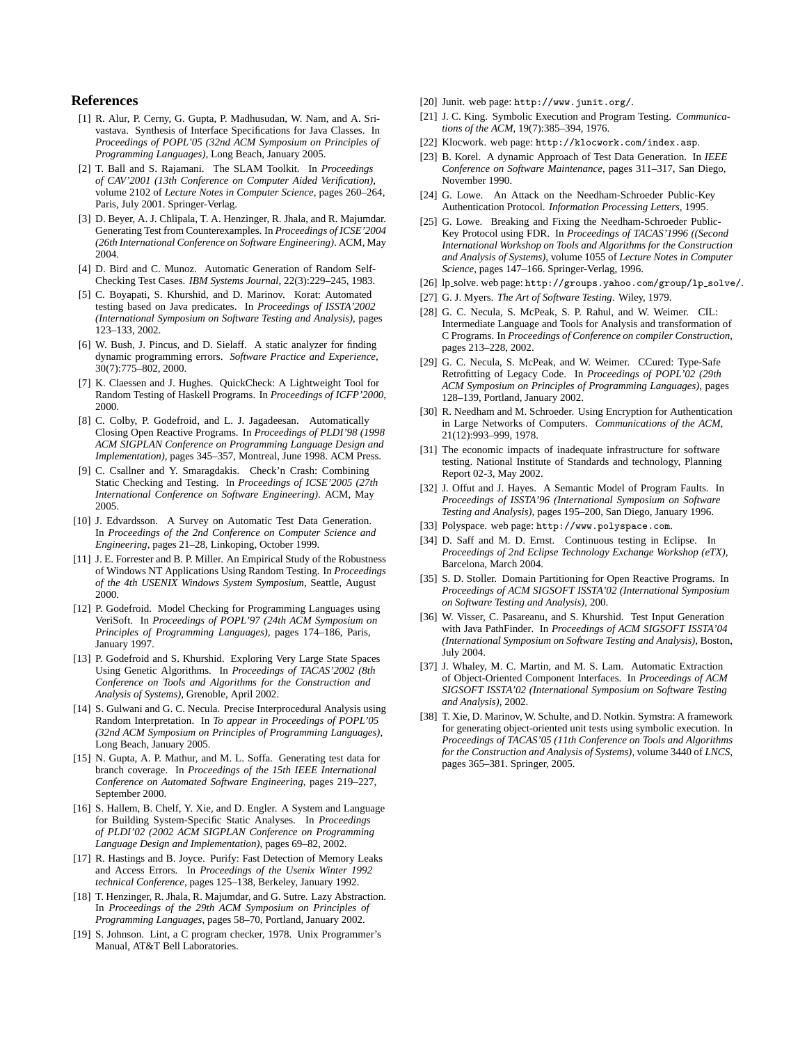## References

[1] R. Alur, P. Cerny, G. Gupta, P. Madhusudan, W. Nam, and A. Srivastava. Synthesis of Interface Specifications for Java Classes. In *Proceedings of POPL'05 (32nd ACM Symposium on Principles of Programming Languages)*, Long Beach, January 2005.

[2] T. Ball and S. Rajamani. The SLAM Toolkit. In *Proceedings of CAV'2001 (13th Conference on Computer Aided Verification)*, volume 2102 of *Lecture Notes in Computer Science*, pages 260–264, Paris, July 2001. Springer-Verlag.

[3] D. Beyer, A. J. Chlipala, T. A. Henzinger, R. Jhala, and R. Majumdar. Generating Test from Counterexamples. In *Proceedings of ICSE'2004 (26th International Conference on Software Engineering)*. ACM, May 2004.

[4] D. Bird and C. Munoz. Automatic Generation of Random Self-Checking Test Cases. *IBM Systems Journal*, 22(3):229–245, 1983.

[5] C. Boyapati, S. Khurshid, and D. Marinov. Korat: Automated testing based on Java predicates. In *Proceedings of ISSTA'2002 (International Symposium on Software Testing and Analysis)*, pages 123–133, 2002.

[6] W. Bush, J. Pincus, and D. Sielaff. A static analyzer for finding dynamic programming errors. *Software Practice and Experience*, 30(7):775–802, 2000.

[7] K. Claessen and J. Hughes. QuickCheck: A Lightweight Tool for Random Testing of Haskell Programs. In *Proceedings of ICFP'2000*, 2000.

[8] C. Colby, P. Godefroid, and L. J. Jagadeesan. Automatically Closing Open Reactive Programs. In *Proceedings of PLDI'98 (1998 ACM SIGPLAN Conference on Programming Language Design and Implementation)*, pages 345–357, Montreal, June 1998. ACM Press.

[9] C. Csallner and Y. Smaragdakis. Check'n Crash: Combining Static Checking and Testing. In *Proceedings of ICSE'2005 (27th International Conference on Software Engineering)*. ACM, May 2005.

[10] J. Edvardsson. A Survey on Automatic Test Data Generation. In *Proceedings of the 2nd Conference on Computer Science and Engineering*, pages 21–28, Linkoping, October 1999.

[11] J. E. Forrester and B. P. Miller. An Empirical Study of the Robustness of Windows NT Applications Using Random Testing. In *Proceedings of the 4th USENIX Windows System Symposium*, Seattle, August 2000.

[12] P. Godefroid. Model Checking for Programming Languages using VeriSoft. In *Proceedings of POPL'97 (24th ACM Symposium on Principles of Programming Languages)*, pages 174–186, Paris, January 1997.

[13] P. Godefroid and S. Khurshid. Exploring Very Large State Spaces Using Genetic Algorithms. In *Proceedings of TACAS'2002 (8th Conference on Tools and Algorithms for the Construction and Analysis of Systems)*, Grenoble, April 2002.

[14] S. Gulwani and G. C. Necula. Precise Interprocedural Analysis using Random Interpretation. In *To appear in Proceedings of POPL'05 (32nd ACM Symposium on Principles of Programming Languages)*, Long Beach, January 2005.

[15] N. Gupta, A. P. Mathur, and M. L. Soffa. Generating test data for branch coverage. In *Proceedings of the 15th IEEE International Conference on Automated Software Engineering*, pages 219–227, September 2000.

[16] S. Hallem, B. Chelf, Y. Xie, and D. Engler. A System and Language for Building System-Specific Static Analyses. In *Proceedings of PLDI'02 (2002 ACM SIGPLAN Conference on Programming Language Design and Implementation)*, pages 69–82, 2002.

[17] R. Hastings and B. Joyce. Purify: Fast Detection of Memory Leaks and Access Errors. In *Proceedings of the Usenix Winter 1992 technical Conference*, pages 125–138, Berkeley, January 1992.

[18] T. Henzinger, R. Jhala, R. Majumdar, and G. Sutre. Lazy Abstraction. In *Proceedings of the 29th ACM Symposium on Principles of Programming Languages*, pages 58–70, Portland, January 2002.

[19] S. Johnson. Lint, a C program checker, 1978. Unix Programmer's Manual, AT&T Bell Laboratories.

[20] Junit. web page: `http://www.junit.org/`.

[21] J. C. King. Symbolic Execution and Program Testing. *Communications of the ACM*, 19(7):385–394, 1976.

[22] Klocwork. web page: `http://klocwork.com/index.asp`.

[23] B. Korel. A dynamic Approach of Test Data Generation. In *IEEE Conference on Software Maintenance*, pages 311–317, San Diego, November 1990.

[24] G. Lowe. An Attack on the Needham-Schroeder Public-Key Authentication Protocol. *Information Processing Letters*, 1995.

[25] G. Lowe. Breaking and Fixing the Needham-Schroeder Public-Key Protocol using FDR. In *Proceedings of TACAS'1996 ((Second International Workshop on Tools and Algorithms for the Construction and Analysis of Systems)*, volume 1055 of *Lecture Notes in Computer Science*, pages 147–166. Springer-Verlag, 1996.

[26] lp_solve. web page: `http://groups.yahoo.com/group/lp_solve/`.

[27] G. J. Myers. *The Art of Software Testing*. Wiley, 1979.

[28] G. C. Necula, S. McPeak, S. P. Rahul, and W. Weimer. CIL: Intermediate Language and Tools for Analysis and transformation of C Programs. In *Proceedings of Conference on compiler Construction*, pages 213–228, 2002.

[29] G. C. Necula, S. McPeak, and W. Weimer. CCured: Type-Safe Retrofitting of Legacy Code. In *Proceedings of POPL'02 (29th ACM Symposium on Principles of Programming Languages)*, pages 128–139, Portland, January 2002.

[30] R. Needham and M. Schroeder. Using Encryption for Authentication in Large Networks of Computers. *Communications of the ACM*, 21(12):993–999, 1978.

[31] The economic impacts of inadequate infrastructure for software testing. National Institute of Standards and technology, Planning Report 02-3, May 2002.

[32] J. Offut and J. Hayes. A Semantic Model of Program Faults. In *Proceedings of ISSTA'96 (International Symposium on Software Testing and Analysis)*, pages 195–200, San Diego, January 1996.

[33] Polyspace. web page: `http://www.polyspace.com`.

[34] D. Saff and M. D. Ernst. Continuous testing in Eclipse. In *Proceedings of 2nd Eclipse Technology Exchange Workshop (eTX)*, Barcelona, March 2004.

[35] S. D. Stoller. Domain Partitioning for Open Reactive Programs. In *Proceedings of ACM SIGSOFT ISSTA'02 (International Symposium on Software Testing and Analysis)*, 200.

[36] W. Visser, C. Pasareanu, and S. Khurshid. Test Input Generation with Java PathFinder. In *Proceedings of ACM SIGSOFT ISSTA'04 (International Symposium on Software Testing and Analysis)*, Boston, July 2004.

[37] J. Whaley, M. C. Martin, and M. S. Lam. Automatic Extraction of Object-Oriented Component Interfaces. In *Proceedings of ACM SIGSOFT ISSTA'02 (International Symposium on Software Testing and Analysis)*, 2002.

[38] T. Xie, D. Marinov, W. Schulte, and D. Notkin. Symstra: A framework for generating object-oriented unit tests using symbolic execution. In *Proceedings of TACAS'05 (11th Conference on Tools and Algorithms for the Construction and Analysis of Systems)*, volume 3440 of *LNCS*, pages 365–381. Springer, 2005.